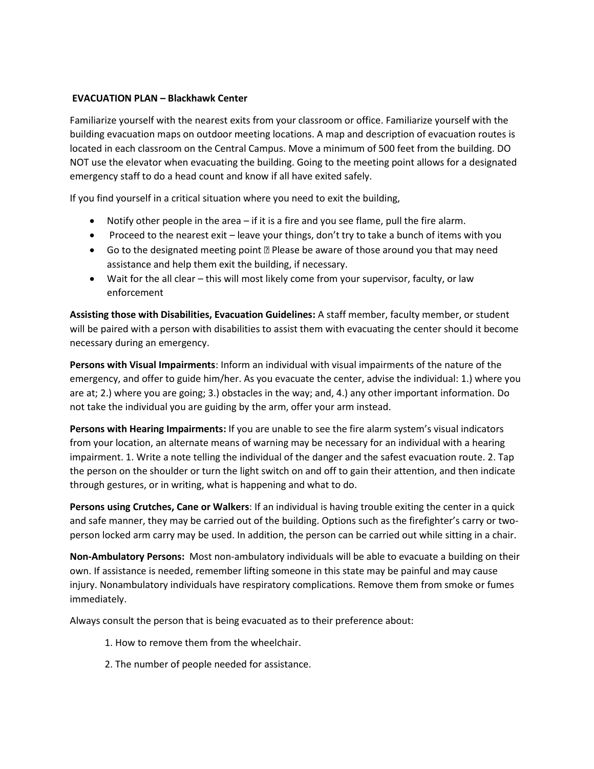**EVACUATION PLAN – Blackhawk Center**

Familiarize yourself with the nearest exits from your classroom or office. Familiarize yourself with the building evacuation maps on outdoor meeting locations. A map and description of evacuation routes is located in each classroom on the Central Campus. Move a minimum of 500 feet from the building. DO NOT use the elevator when evacuating the building. Going to the meeting point allows for a designated emergency staff to do a head count and know if all have exited safely.

If you find yourself in a critical situation where you need to exit the building,

- Notify other people in the area – if it is a fire and you see flame, pull the fire alarm.
- Proceed to the nearest exit – leave your things, don't try to take a bunch of items with you
- Go to the designated meeting point  Please be aware of those around you that may need assistance and help them exit the building, if necessary.
- Wait for the all clear – this will most likely come from your supervisor, faculty, or law enforcement

**Assisting those with Disabilities, Evacuation Guidelines:** A staff member, faculty member, or student will be paired with a person with disabilities to assist them with evacuating the center should it become necessary during an emergency.

**Persons with Visual Impairments**: Inform an individual with visual impairments of the nature of the emergency, and offer to guide him/her. As you evacuate the center, advise the individual: 1.) where you are at; 2.) where you are going; 3.) obstacles in the way; and, 4.) any other important information. Do not take the individual you are guiding by the arm, offer your arm instead.

**Persons with Hearing Impairments:** If you are unable to see the fire alarm system's visual indicators from your location, an alternate means of warning may be necessary for an individual with a hearing impairment. 1. Write a note telling the individual of the danger and the safest evacuation route. 2. Tap the person on the shoulder or turn the light switch on and off to gain their attention, and then indicate through gestures, or in writing, what is happening and what to do.

**Persons using Crutches, Cane or Walkers**: If an individual is having trouble exiting the center in a quick and safe manner, they may be carried out of the building. Options such as the firefighter's carry or two-person locked arm carry may be used. In addition, the person can be carried out while sitting in a chair.

**Non-Ambulatory Persons:** Most non-ambulatory individuals will be able to evacuate a building on their own. If assistance is needed, remember lifting someone in this state may be painful and may cause injury. Nonambulatory individuals have respiratory complications. Remove them from smoke or fumes immediately.

Always consult the person that is being evacuated as to their preference about:

1. How to remove them from the wheelchair.
2. The number of people needed for assistance.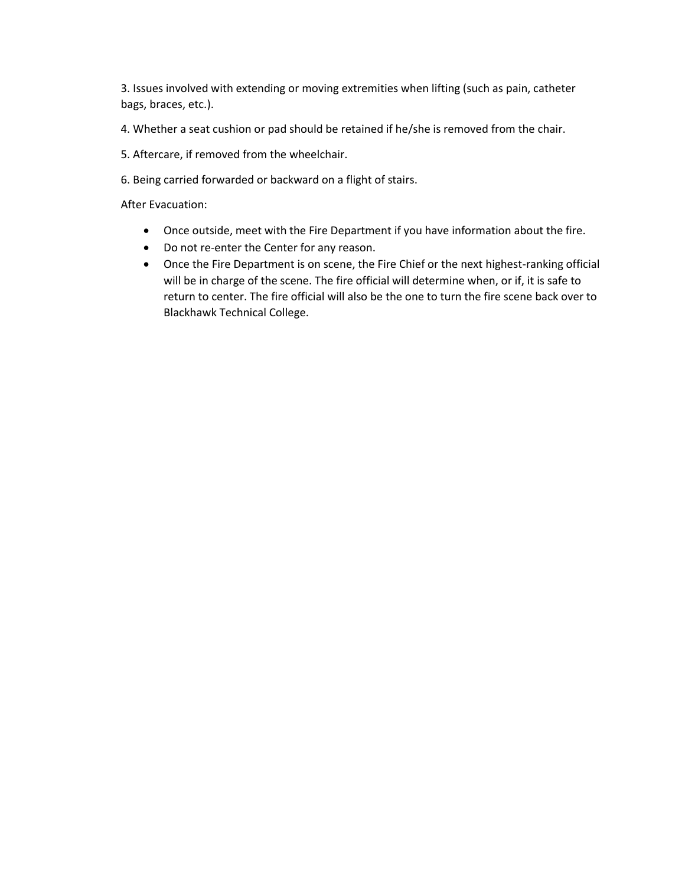3. Issues involved with extending or moving extremities when lifting (such as pain, catheter bags, braces, etc.).

4. Whether a seat cushion or pad should be retained if he/she is removed from the chair.

5. Aftercare, if removed from the wheelchair.

6. Being carried forwarded or backward on a flight of stairs.

After Evacuation:

- Once outside, meet with the Fire Department if you have information about the fire.
- Do not re-enter the Center for any reason.
- Once the Fire Department is on scene, the Fire Chief or the next highest-ranking official will be in charge of the scene. The fire official will determine when, or if, it is safe to return to center. The fire official will also be the one to turn the fire scene back over to Blackhawk Technical College.